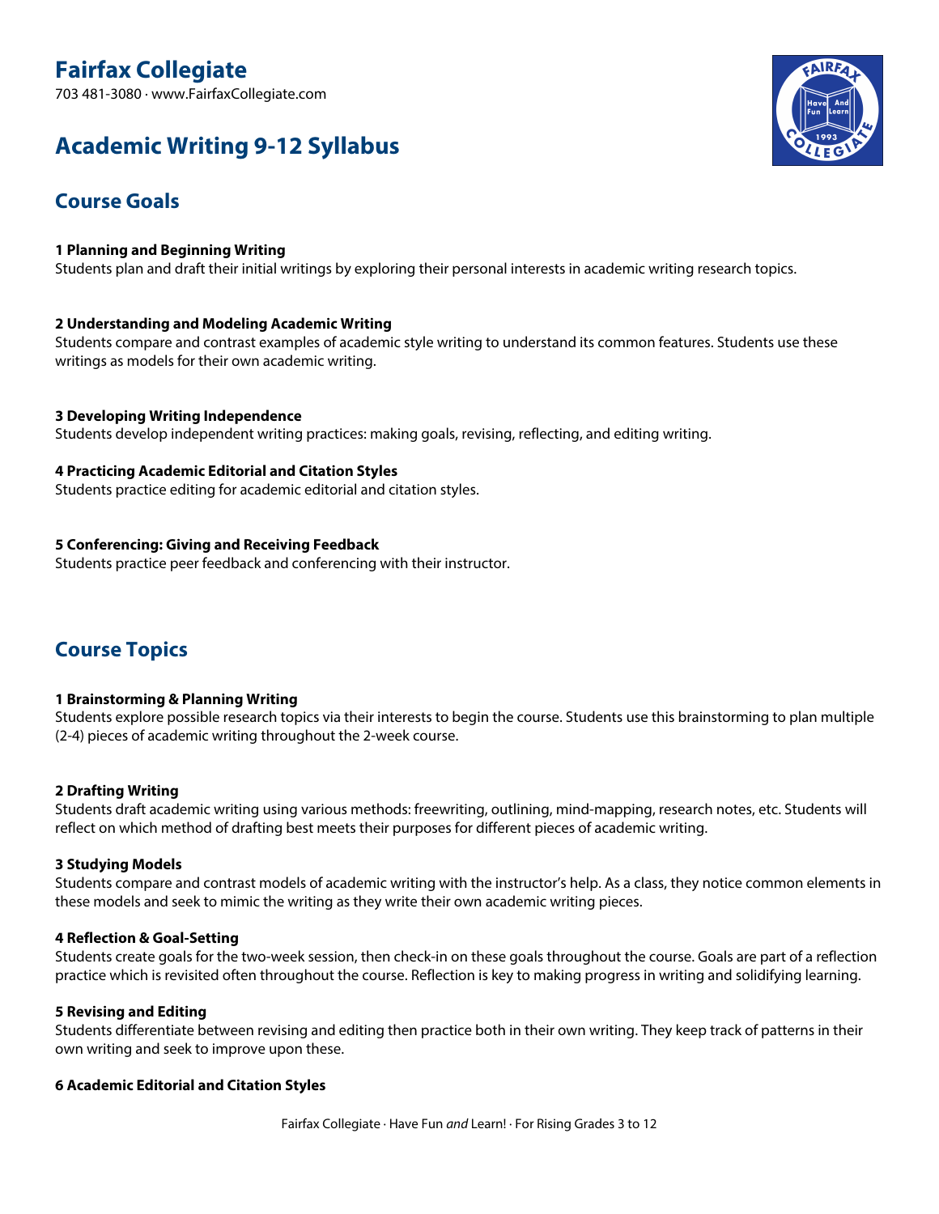# Fairfax Collegiate

703 481-3080 · www.FairfaxCollegiate.com

# Academic Writing 9-12 Syllabus

## Course Goals

**1 Planning and Beginning Writing**
Students plan and draft their initial writings by exploring their personal interests in academic writing research topics.

**2 Understanding and Modeling Academic Writing**
Students compare and contrast examples of academic style writing to understand its common features. Students use these writings as models for their own academic writing.

**3 Developing Writing Independence**
Students develop independent writing practices: making goals, revising, reflecting, and editing writing.

**4 Practicing Academic Editorial and Citation Styles**
Students practice editing for academic editorial and citation styles.

**5 Conferencing: Giving and Receiving Feedback**
Students practice peer feedback and conferencing with their instructor.

## Course Topics

**1 Brainstorming & Planning Writing**
Students explore possible research topics via their interests to begin the course. Students use this brainstorming to plan multiple (2-4) pieces of academic writing throughout the 2-week course.

**2 Drafting Writing**
Students draft academic writing using various methods: freewriting, outlining, mind-mapping, research notes, etc. Students will reflect on which method of drafting best meets their purposes for different pieces of academic writing.

**3 Studying Models**
Students compare and contrast models of academic writing with the instructor's help. As a class, they notice common elements in these models and seek to mimic the writing as they write their own academic writing pieces.

**4 Reflection & Goal-Setting**
Students create goals for the two-week session, then check-in on these goals throughout the course. Goals are part of a reflection practice which is revisited often throughout the course. Reflection is key to making progress in writing and solidifying learning.

**5 Revising and Editing**
Students differentiate between revising and editing then practice both in their own writing. They keep track of patterns in their own writing and seek to improve upon these.

**6 Academic Editorial and Citation Styles**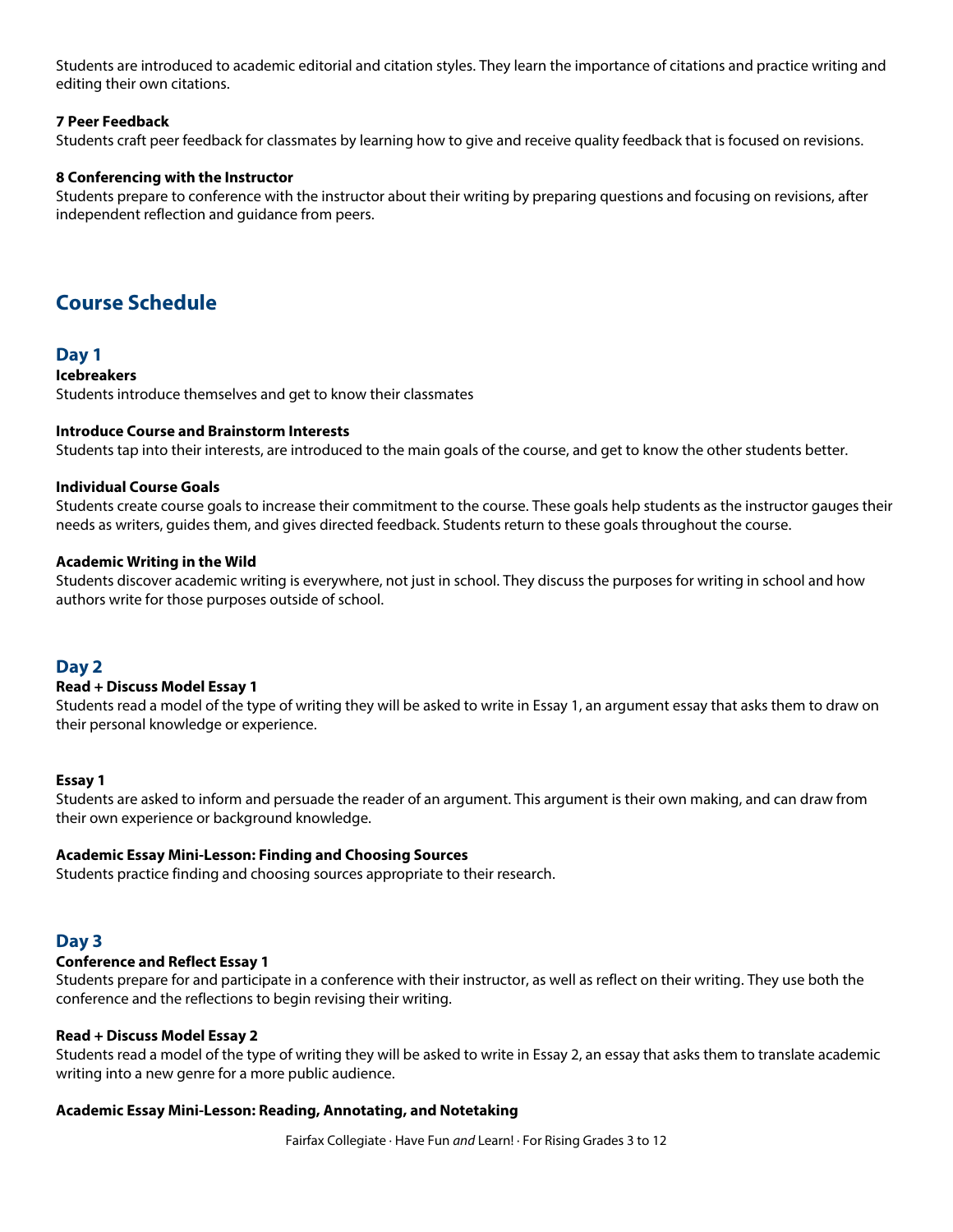Students are introduced to academic editorial and citation styles. They learn the importance of citations and practice writing and editing their own citations.

**7 Peer Feedback**
Students craft peer feedback for classmates by learning how to give and receive quality feedback that is focused on revisions.

**8 Conferencing with the Instructor**
Students prepare to conference with the instructor about their writing by preparing questions and focusing on revisions, after independent reflection and guidance from peers.

## Course Schedule

### Day 1

**Icebreakers**
Students introduce themselves and get to know their classmates

**Introduce Course and Brainstorm Interests**
Students tap into their interests, are introduced to the main goals of the course, and get to know the other students better.

**Individual Course Goals**
Students create course goals to increase their commitment to the course. These goals help students as the instructor gauges their needs as writers, guides them, and gives directed feedback. Students return to these goals throughout the course.

**Academic Writing in the Wild**
Students discover academic writing is everywhere, not just in school. They discuss the purposes for writing in school and how authors write for those purposes outside of school.

### Day 2

**Read + Discuss Model Essay 1**
Students read a model of the type of writing they will be asked to write in Essay 1, an argument essay that asks them to draw on their personal knowledge or experience.

**Essay 1**
Students are asked to inform and persuade the reader of an argument. This argument is their own making, and can draw from their own experience or background knowledge.

**Academic Essay Mini-Lesson: Finding and Choosing Sources**
Students practice finding and choosing sources appropriate to their research.

### Day 3

**Conference and Reflect Essay 1**
Students prepare for and participate in a conference with their instructor, as well as reflect on their writing. They use both the conference and the reflections to begin revising their writing.

**Read + Discuss Model Essay 2**
Students read a model of the type of writing they will be asked to write in Essay 2, an essay that asks them to translate academic writing into a new genre for a more public audience.

**Academic Essay Mini-Lesson: Reading, Annotating, and Notetaking**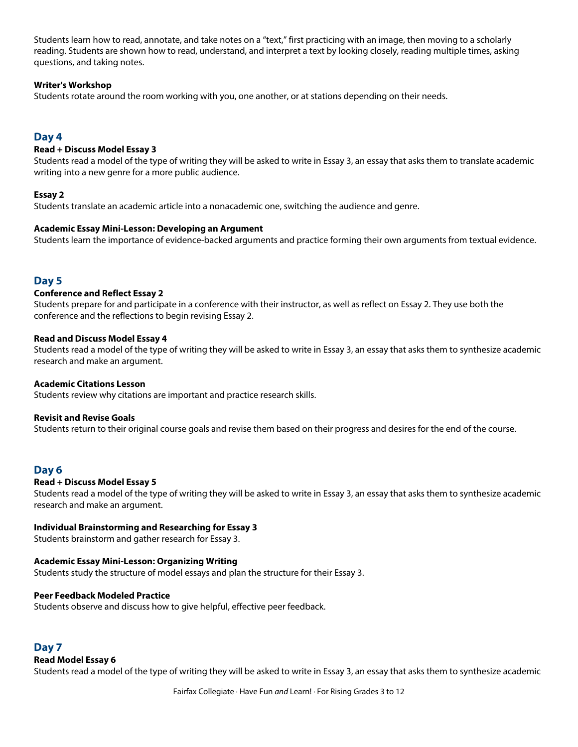Students learn how to read, annotate, and take notes on a “text,” first practicing with an image, then moving to a scholarly reading. Students are shown how to read, understand, and interpret a text by looking closely, reading multiple times, asking questions, and taking notes.

**Writer's Workshop**
Students rotate around the room working with you, one another, or at stations depending on their needs.

## Day 4

**Read + Discuss Model Essay 3**
Students read a model of the type of writing they will be asked to write in Essay 3, an essay that asks them to translate academic writing into a new genre for a more public audience.

**Essay 2**
Students translate an academic article into a nonacademic one, switching the audience and genre.

**Academic Essay Mini-Lesson: Developing an Argument**
Students learn the importance of evidence-backed arguments and practice forming their own arguments from textual evidence.

## Day 5

**Conference and Reflect Essay 2**
Students prepare for and participate in a conference with their instructor, as well as reflect on Essay 2. They use both the conference and the reflections to begin revising Essay 2.

**Read and Discuss Model Essay 4**
Students read a model of the type of writing they will be asked to write in Essay 3, an essay that asks them to synthesize academic research and make an argument.

**Academic Citations Lesson**
Students review why citations are important and practice research skills.

**Revisit and Revise Goals**
Students return to their original course goals and revise them based on their progress and desires for the end of the course.

## Day 6

**Read + Discuss Model Essay 5**
Students read a model of the type of writing they will be asked to write in Essay 3, an essay that asks them to synthesize academic research and make an argument.

**Individual Brainstorming and Researching for Essay 3**
Students brainstorm and gather research for Essay 3.

**Academic Essay Mini-Lesson: Organizing Writing**
Students study the structure of model essays and plan the structure for their Essay 3.

**Peer Feedback Modeled Practice**
Students observe and discuss how to give helpful, effective peer feedback.

## Day 7

**Read Model Essay 6**
Students read a model of the type of writing they will be asked to write in Essay 3, an essay that asks them to synthesize academic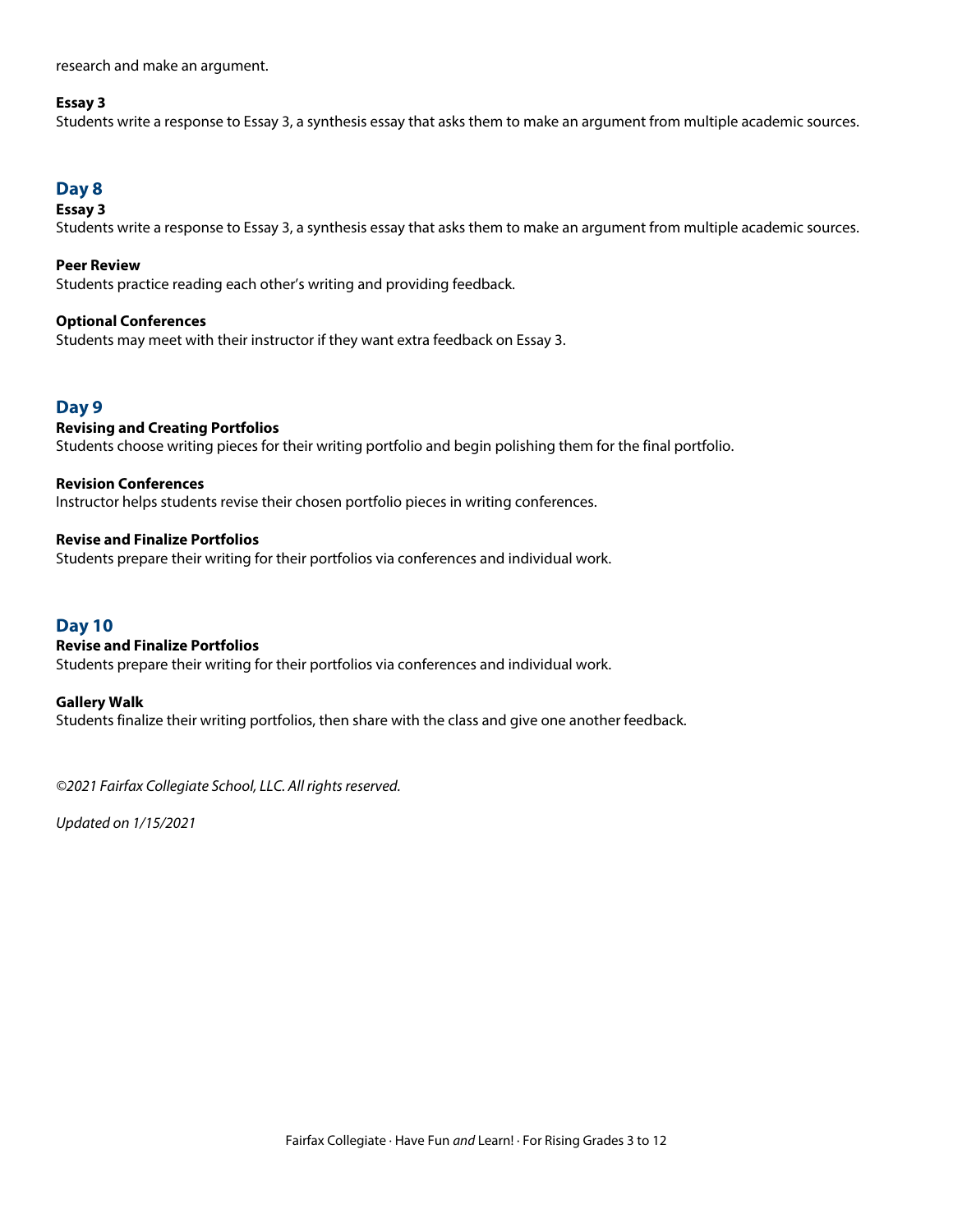research and make an argument.

**Essay 3**
Students write a response to Essay 3, a synthesis essay that asks them to make an argument from multiple academic sources.

## Day 8

**Essay 3**
Students write a response to Essay 3, a synthesis essay that asks them to make an argument from multiple academic sources.

**Peer Review**
Students practice reading each other's writing and providing feedback.

**Optional Conferences**
Students may meet with their instructor if they want extra feedback on Essay 3.

## Day 9

**Revising and Creating Portfolios**
Students choose writing pieces for their writing portfolio and begin polishing them for the final portfolio.

**Revision Conferences**
Instructor helps students revise their chosen portfolio pieces in writing conferences.

**Revise and Finalize Portfolios**
Students prepare their writing for their portfolios via conferences and individual work.

## Day 10

**Revise and Finalize Portfolios**
Students prepare their writing for their portfolios via conferences and individual work.

**Gallery Walk**
Students finalize their writing portfolios, then share with the class and give one another feedback.

*©2021 Fairfax Collegiate School, LLC. All rights reserved.*

*Updated on 1/15/2021*